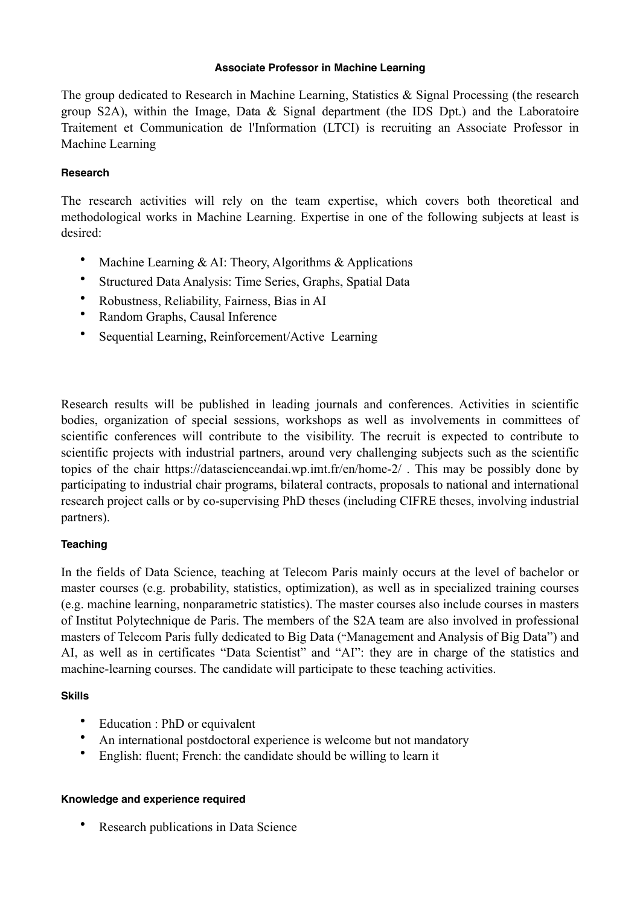# Associate Professor in Machine Learning

The group dedicated to Research in Machine Learning, Statistics & Signal Processing (the research group S2A), within the Image, Data & Signal department (the IDS Dpt.) and the Laboratoire Traitement et Communication de l'Information (LTCI) is recruiting an Associate Professor in Machine Learning

## Research

The research activities will rely on the team expertise, which covers both theoretical and methodological works in Machine Learning. Expertise in one of the following subjects at least is desired:

- Machine Learning & AI: Theory, Algorithms & Applications
- Structured Data Analysis: Time Series, Graphs, Spatial Data
- Robustness, Reliability, Fairness, Bias in AI
- Random Graphs, Causal Inference
- Sequential Learning, Reinforcement/Active Learning

Research results will be published in leading journals and conferences. Activities in scientific bodies, organization of special sessions, workshops as well as involvements in committees of scientific conferences will contribute to the visibility. The recruit is expected to contribute to scientific projects with industrial partners, around very challenging subjects such as the scientific topics of the chair https://datascienceandai.wp.imt.fr/en/home-2/ . This may be possibly done by participating to industrial chair programs, bilateral contracts, proposals to national and international research project calls or by co-supervising PhD theses (including CIFRE theses, involving industrial partners).

## Teaching

In the fields of Data Science, teaching at Telecom Paris mainly occurs at the level of bachelor or master courses (e.g. probability, statistics, optimization), as well as in specialized training courses (e.g. machine learning, nonparametric statistics). The master courses also include courses in masters of Institut Polytechnique de Paris. The members of the S2A team are also involved in professional masters of Telecom Paris fully dedicated to Big Data ("Management and Analysis of Big Data") and AI, as well as in certificates "Data Scientist" and "AI": they are in charge of the statistics and machine-learning courses. The candidate will participate to these teaching activities.

## Skills

- Education : PhD or equivalent
- An international postdoctoral experience is welcome but not mandatory
- English: fluent; French: the candidate should be willing to learn it

## Knowledge and experience required

- Research publications in Data Science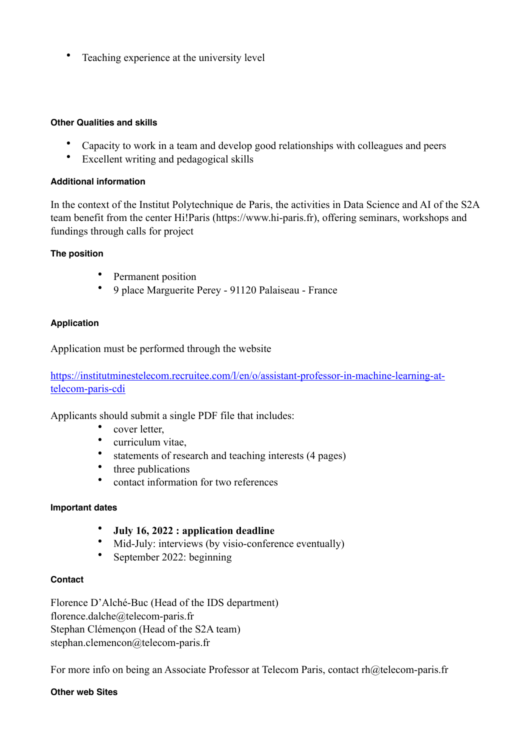- Teaching experience at the university level

### Other Qualities and skills

- Capacity to work in a team and develop good relationships with colleagues and peers
- Excellent writing and pedagogical skills

### Additional information

In the context of the Institut Polytechnique de Paris, the activities in Data Science and AI of the S2A team benefit from the center Hi!Paris (https://www.hi-paris.fr), offering seminars, workshops and fundings through calls for project

### The position

- Permanent position
- 9 place Marguerite Perey - 91120 Palaiseau - France

### Application

Application must be performed through the website

[https://institutminestelecom.recruitee.com/l/en/o/assistant-professor-in-machine-learning-at-telecom-paris-cdi](https://institutminestelecom.recruitee.com/l/en/o/assistant-professor-in-machine-learning-at-telecom-paris-cdi)

Applicants should submit a single PDF file that includes:

- cover letter,
- curriculum vitae,
- statements of research and teaching interests (4 pages)
- three publications
- contact information for two references

### Important dates

- **July 16, 2022 : application deadline**
- Mid-July: interviews (by visio-conference eventually)
- September 2022: beginning

### Contact

Florence D'Alché-Buc (Head of the IDS department)
florence.dalche@telecom-paris.fr
Stephan Clémençon (Head of the S2A team)
stephan.clemencon@telecom-paris.fr

For more info on being an Associate Professor at Telecom Paris, contact rh@telecom-paris.fr

### Other web Sites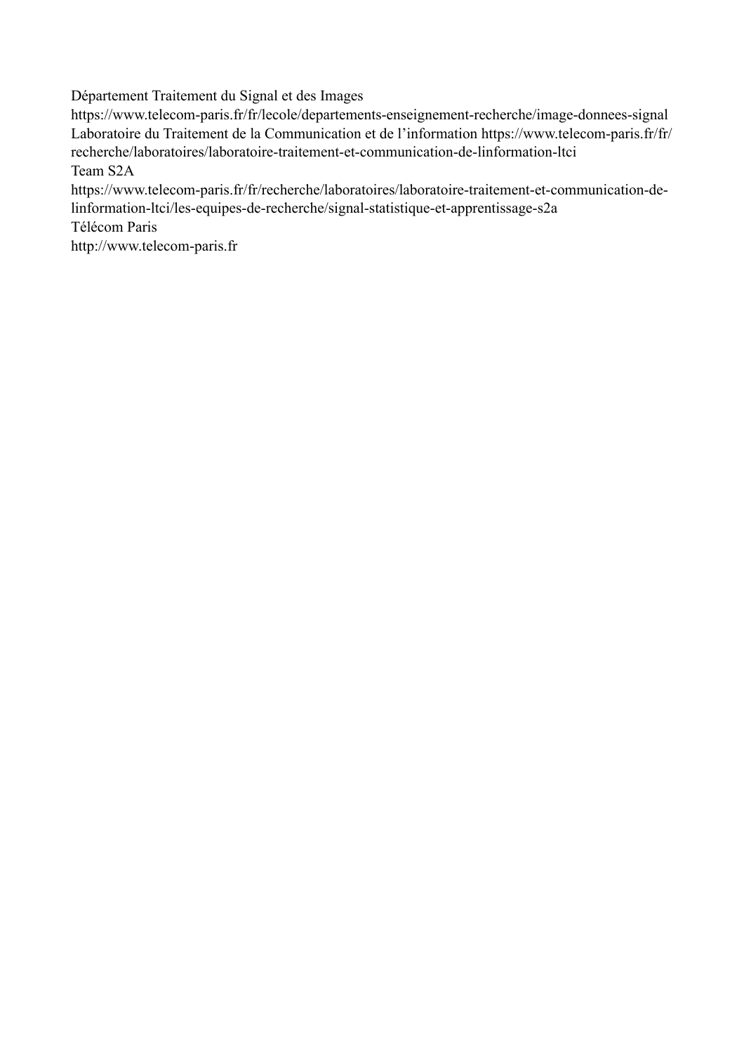Département Traitement du Signal et des Images
https://www.telecom-paris.fr/fr/lecole/departements-enseignement-recherche/image-donnees-signal
Laboratoire du Traitement de la Communication et de l'information https://www.telecom-paris.fr/fr/recherche/laboratoires/laboratoire-traitement-et-communication-de-linformation-ltci
Team S2A
https://www.telecom-paris.fr/fr/recherche/laboratoires/laboratoire-traitement-et-communication-de-linformation-ltci/les-equipes-de-recherche/signal-statistique-et-apprentissage-s2a
Télécom Paris
http://www.telecom-paris.fr